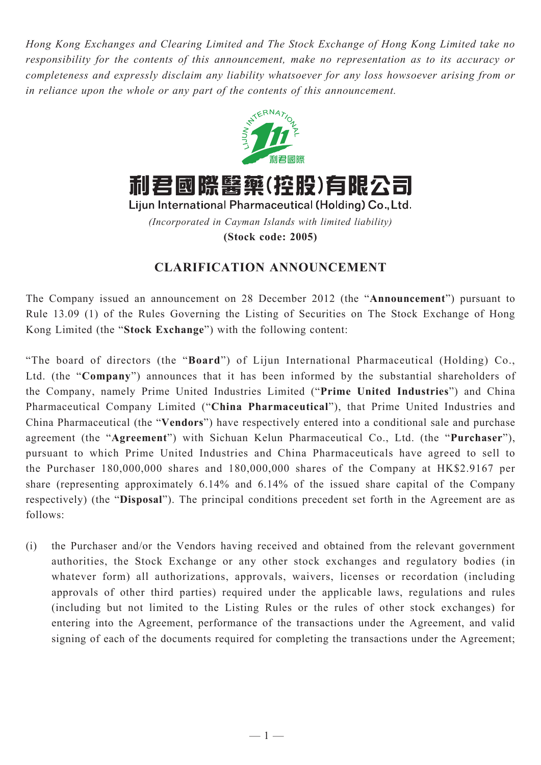*Hong Kong Exchanges and Clearing Limited and The Stock Exchange of Hong Kong Limited take no responsibility for the contents of this announcement, make no representation as to its accuracy or completeness and expressly disclaim any liability whatsoever for any loss howsoever arising from or in reliance upon the whole or any part of the contents of this announcement.*

# 利君國際醫藥(控股)有限公司

**Lijun International Pharmaceutical (Holding) Co., Ltd.**

*(Incorporated in Cayman Islands with limited liability)*

**(Stock code: 2005)**

## CLARIFICATION ANNOUNCEMENT

The Company issued an announcement on 28 December 2012 (the "**Announcement**") pursuant to Rule 13.09 (1) of the Rules Governing the Listing of Securities on The Stock Exchange of Hong Kong Limited (the "**Stock Exchange**") with the following content:

"The board of directors (the "**Board**") of Lijun International Pharmaceutical (Holding) Co., Ltd. (the "**Company**") announces that it has been informed by the substantial shareholders of the Company, namely Prime United Industries Limited ("**Prime United Industries**") and China Pharmaceutical Company Limited ("**China Pharmaceutical**"), that Prime United Industries and China Pharmaceutical (the "**Vendors**") have respectively entered into a conditional sale and purchase agreement (the "**Agreement**") with Sichuan Kelun Pharmaceutical Co., Ltd. (the "**Purchaser**"), pursuant to which Prime United Industries and China Pharmaceuticals have agreed to sell to the Purchaser 180,000,000 shares and 180,000,000 shares of the Company at HK$2.9167 per share (representing approximately 6.14% and 6.14% of the issued share capital of the Company respectively) (the "**Disposal**"). The principal conditions precedent set forth in the Agreement are as follows:

(i) the Purchaser and/or the Vendors having received and obtained from the relevant government authorities, the Stock Exchange or any other stock exchanges and regulatory bodies (in whatever form) all authorizations, approvals, waivers, licenses or recordation (including approvals of other third parties) required under the applicable laws, regulations and rules (including but not limited to the Listing Rules or the rules of other stock exchanges) for entering into the Agreement, performance of the transactions under the Agreement, and valid signing of each of the documents required for completing the transactions under the Agreement;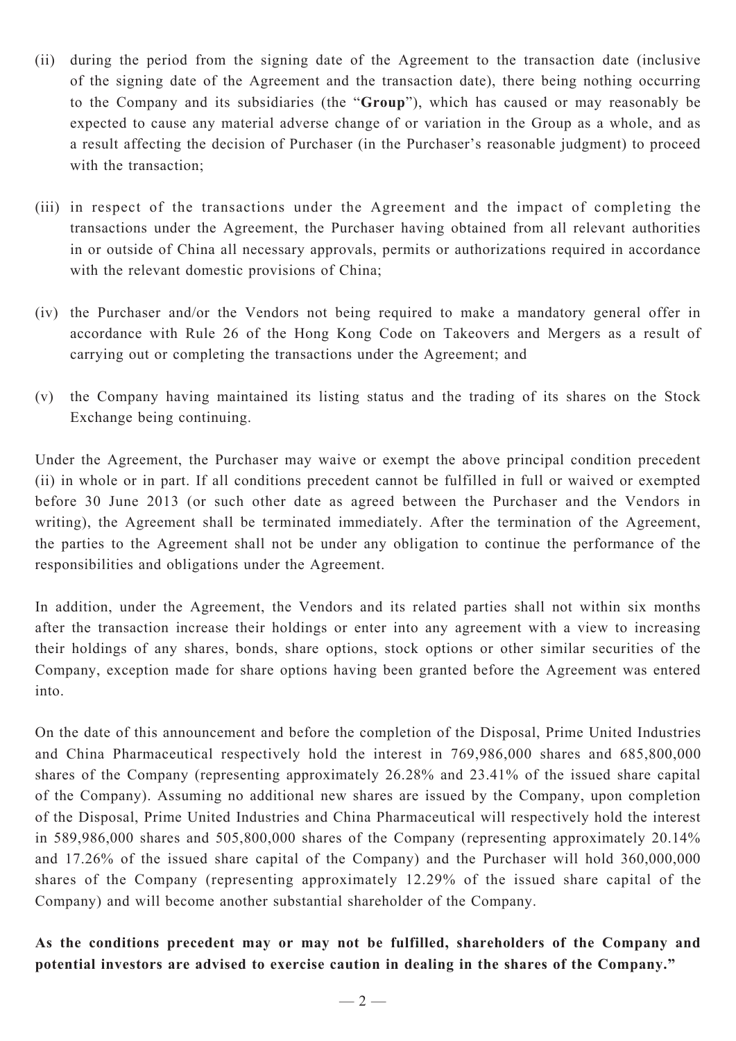(ii) during the period from the signing date of the Agreement to the transaction date (inclusive of the signing date of the Agreement and the transaction date), there being nothing occurring to the Company and its subsidiaries (the "**Group**"), which has caused or may reasonably be expected to cause any material adverse change of or variation in the Group as a whole, and as a result affecting the decision of Purchaser (in the Purchaser's reasonable judgment) to proceed with the transaction;

(iii) in respect of the transactions under the Agreement and the impact of completing the transactions under the Agreement, the Purchaser having obtained from all relevant authorities in or outside of China all necessary approvals, permits or authorizations required in accordance with the relevant domestic provisions of China;

(iv) the Purchaser and/or the Vendors not being required to make a mandatory general offer in accordance with Rule 26 of the Hong Kong Code on Takeovers and Mergers as a result of carrying out or completing the transactions under the Agreement; and

(v) the Company having maintained its listing status and the trading of its shares on the Stock Exchange being continuing.

Under the Agreement, the Purchaser may waive or exempt the above principal condition precedent (ii) in whole or in part. If all conditions precedent cannot be fulfilled in full or waived or exempted before 30 June 2013 (or such other date as agreed between the Purchaser and the Vendors in writing), the Agreement shall be terminated immediately. After the termination of the Agreement, the parties to the Agreement shall not be under any obligation to continue the performance of the responsibilities and obligations under the Agreement.

In addition, under the Agreement, the Vendors and its related parties shall not within six months after the transaction increase their holdings or enter into any agreement with a view to increasing their holdings of any shares, bonds, share options, stock options or other similar securities of the Company, exception made for share options having been granted before the Agreement was entered into.

On the date of this announcement and before the completion of the Disposal, Prime United Industries and China Pharmaceutical respectively hold the interest in 769,986,000 shares and 685,800,000 shares of the Company (representing approximately 26.28% and 23.41% of the issued share capital of the Company). Assuming no additional new shares are issued by the Company, upon completion of the Disposal, Prime United Industries and China Pharmaceutical will respectively hold the interest in 589,986,000 shares and 505,800,000 shares of the Company (representing approximately 20.14% and 17.26% of the issued share capital of the Company) and the Purchaser will hold 360,000,000 shares of the Company (representing approximately 12.29% of the issued share capital of the Company) and will become another substantial shareholder of the Company.

**As the conditions precedent may or may not be fulfilled, shareholders of the Company and potential investors are advised to exercise caution in dealing in the shares of the Company."**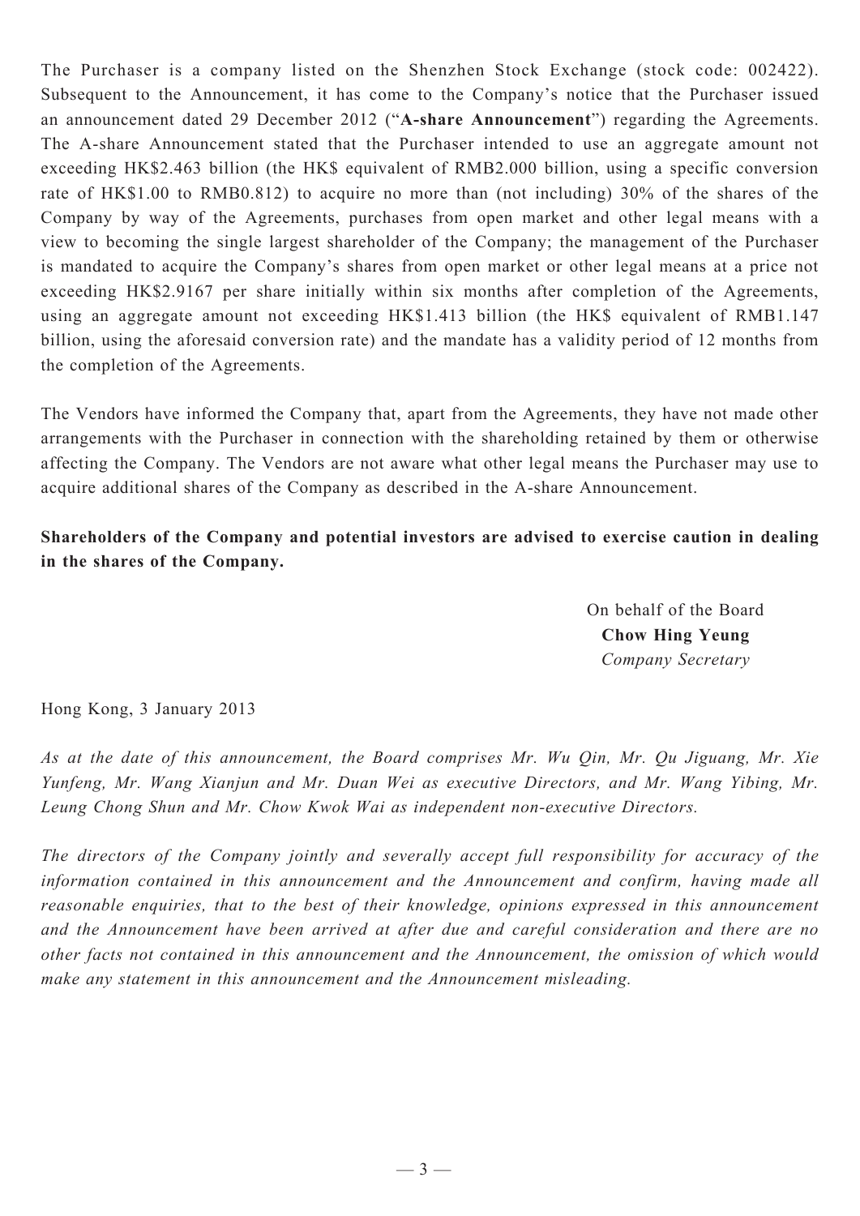The Purchaser is a company listed on the Shenzhen Stock Exchange (stock code: 002422). Subsequent to the Announcement, it has come to the Company's notice that the Purchaser issued an announcement dated 29 December 2012 ("**A-share Announcement**") regarding the Agreements. The A-share Announcement stated that the Purchaser intended to use an aggregate amount not exceeding HK$2.463 billion (the HK$ equivalent of RMB2.000 billion, using a specific conversion rate of HK$1.00 to RMB0.812) to acquire no more than (not including) 30% of the shares of the Company by way of the Agreements, purchases from open market and other legal means with a view to becoming the single largest shareholder of the Company; the management of the Purchaser is mandated to acquire the Company's shares from open market or other legal means at a price not exceeding HK$2.9167 per share initially within six months after completion of the Agreements, using an aggregate amount not exceeding HK$1.413 billion (the HK$ equivalent of RMB1.147 billion, using the aforesaid conversion rate) and the mandate has a validity period of 12 months from the completion of the Agreements.

The Vendors have informed the Company that, apart from the Agreements, they have not made other arrangements with the Purchaser in connection with the shareholding retained by them or otherwise affecting the Company. The Vendors are not aware what other legal means the Purchaser may use to acquire additional shares of the Company as described in the A-share Announcement.

**Shareholders of the Company and potential investors are advised to exercise caution in dealing in the shares of the Company.**

On behalf of the Board
**Chow Hing Yeung**
*Company Secretary*

Hong Kong, 3 January 2013

*As at the date of this announcement, the Board comprises Mr. Wu Qin, Mr. Qu Jiguang, Mr. Xie Yunfeng, Mr. Wang Xianjun and Mr. Duan Wei as executive Directors, and Mr. Wang Yibing, Mr. Leung Chong Shun and Mr. Chow Kwok Wai as independent non-executive Directors.*

*The directors of the Company jointly and severally accept full responsibility for accuracy of the information contained in this announcement and the Announcement and confirm, having made all reasonable enquiries, that to the best of their knowledge, opinions expressed in this announcement and the Announcement have been arrived at after due and careful consideration and there are no other facts not contained in this announcement and the Announcement, the omission of which would make any statement in this announcement and the Announcement misleading.*